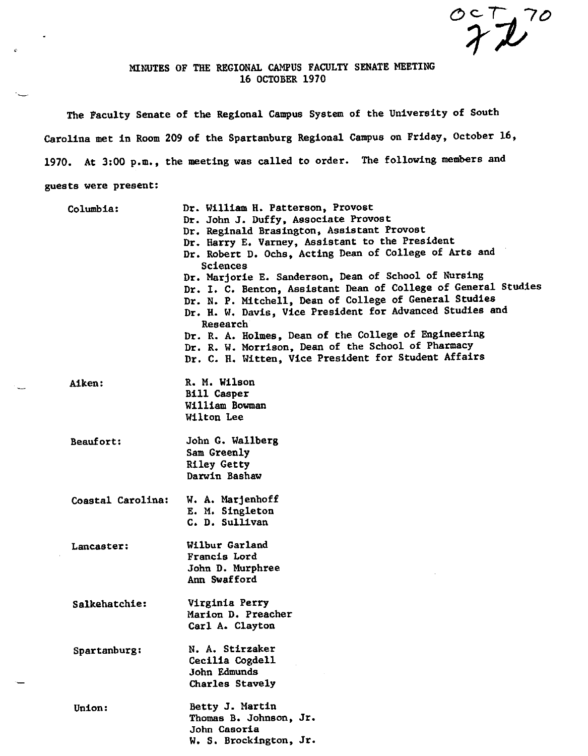OCT 70

# MINUTES OF THE REGIONAL CAMPUS FACULTY SENATE MEETING
## 16 OCTOBER 1970

The Faculty Senate of the Regional Campus System of the University of South Carolina met in Room 209 of the Spartanburg Regional Campus on Friday, October 16, 1970. At 3:00 p.m., the meeting was called to order. The following members and guests were present:

| | |
|---|---|
| Columbia: | Dr. William H. Patterson, Provost<br>Dr. John J. Duffy, Associate Provost<br>Dr. Reginald Brasington, Assistant Provost<br>Dr. Harry E. Varney, Assistant to the President<br>Dr. Robert D. Ochs, Acting Dean of College of Arts and Sciences<br>Dr. Marjorie E. Sanderson, Dean of School of Nursing<br>Dr. I. C. Benton, Assistant Dean of College of General Studies<br>Dr. N. P. Mitchell, Dean of College of General Studies<br>Dr. H. W. Davis, Vice President for Advanced Studies and Research<br>Dr. R. A. Holmes, Dean of the College of Engineering<br>Dr. R. W. Morrison, Dean of the School of Pharmacy<br>Dr. C. H. Witten, Vice President for Student Affairs |
| Aiken: | R. M. Wilson<br>Bill Casper<br>William Bowman<br>Wilton Lee |
| Beaufort: | John G. Wallberg<br>Sam Greenly<br>Riley Getty<br>Darwin Bashaw |
| Coastal Carolina: | W. A. Marjenhoff<br>E. M. Singleton<br>C. D. Sullivan |
| Lancaster: | Wilbur Garland<br>Francis Lord<br>John D. Murphree<br>Ann Swafford |
| Salkehatchie: | Virginia Perry<br>Marion D. Preacher<br>Carl A. Clayton |
| Spartanburg: | N. A. Stirzaker<br>Cecilia Cogdell<br>John Edmunds<br>Charles Stavely |
| Union: | Betty J. Martin<br>Thomas B. Johnson, Jr.<br>John Casoria<br>W. S. Brockington, Jr. |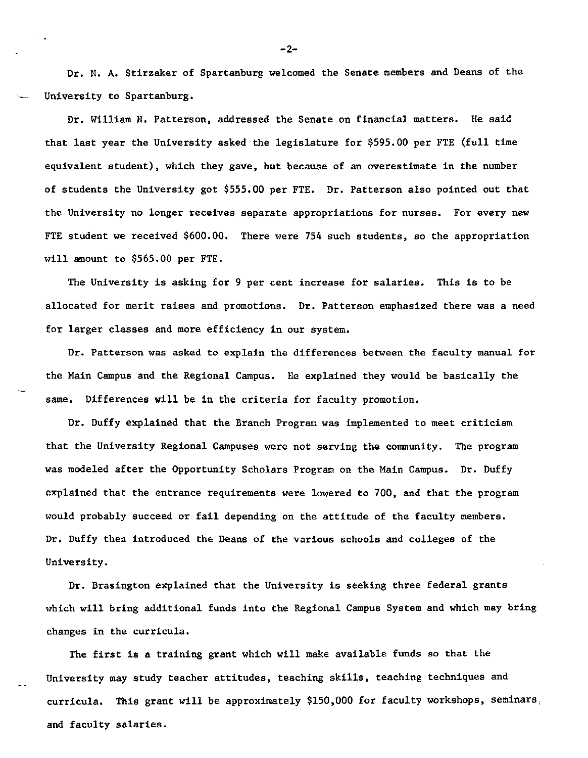Dr. N. A. Stirzaker of Spartanburg welcomed the Senate members and Deans of the University to Spartanburg.

Dr. William H. Patterson, addressed the Senate on financial matters. He said that last year the University asked the legislature for $595.00 per FTE (full time equivalent student), which they gave, but because of an overestimate in the number of students the University got $555.00 per FTE. Dr. Patterson also pointed out that the University no longer receives separate appropriations for nurses. For every new FTE student we received $600.00. There were 754 such students, so the appropriation will amount to $565.00 per FTE.

The University is asking for 9 per cent increase for salaries. This is to be allocated for merit raises and promotions. Dr. Patterson emphasized there was a need for larger classes and more efficiency in our system.

Dr. Patterson was asked to explain the differences between the faculty manual for the Main Campus and the Regional Campus. He explained they would be basically the same. Differences will be in the criteria for faculty promotion.

Dr. Duffy explained that the Branch Program was implemented to meet criticism that the University Regional Campuses were not serving the community. The program was modeled after the Opportunity Scholars Program on the Main Campus. Dr. Duffy explained that the entrance requirements were lowered to 700, and that the program would probably succeed or fail depending on the attitude of the faculty members. Dr. Duffy then introduced the Deans of the various schools and colleges of the University.

Dr. Brasington explained that the University is seeking three federal grants which will bring additional funds into the Regional Campus System and which may bring changes in the curricula.

The first is a training grant which will make available funds so that the University may study teacher attitudes, teaching skills, teaching techniques and curricula. This grant will be approximately $150,000 for faculty workshops, seminars, and faculty salaries.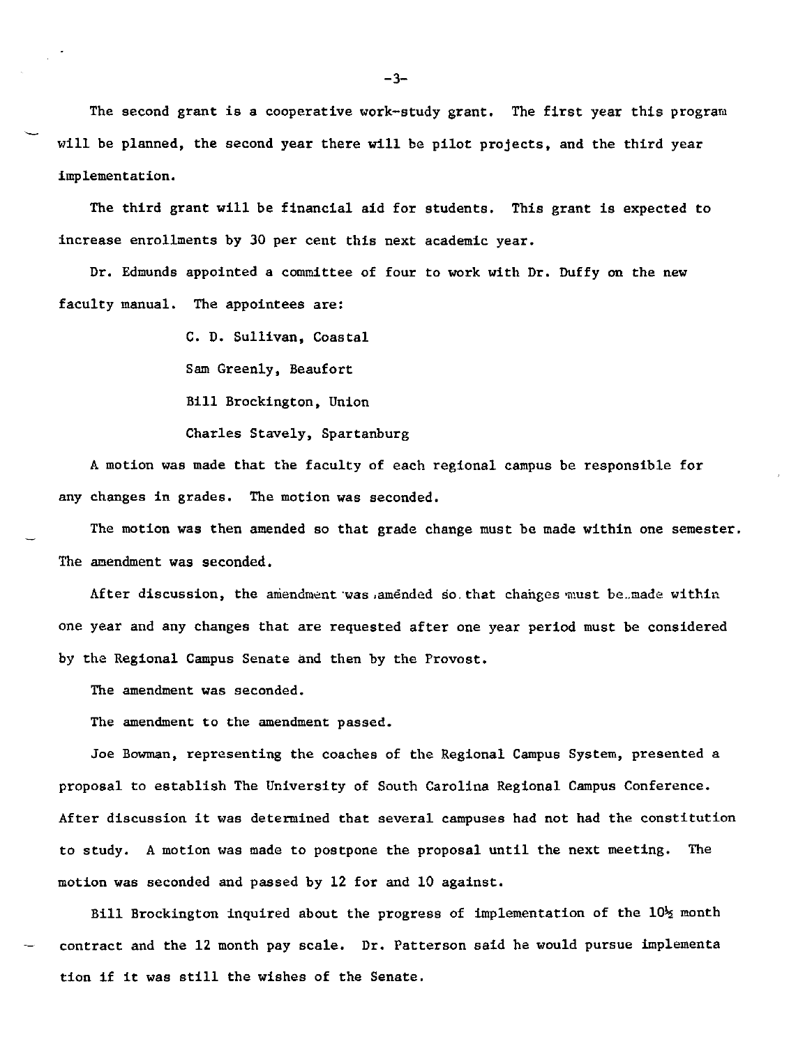The second grant is a cooperative work-study grant. The first year this program will be planned, the second year there will be pilot projects, and the third year implementation.

The third grant will be financial aid for students. This grant is expected to increase enrollments by 30 per cent this next academic year.

Dr. Edmunds appointed a committee of four to work with Dr. Duffy on the new faculty manual. The appointees are:

C. D. Sullivan, Coastal

Sam Greenly, Beaufort

Bill Brockington, Union

Charles Stavely, Spartanburg

A motion was made that the faculty of each regional campus be responsible for any changes in grades. The motion was seconded.

The motion was then amended so that grade change must be made within one semester. The amendment was seconded.

After discussion, the amendment was amended so that changes must be made within one year and any changes that are requested after one year period must be considered by the Regional Campus Senate and then by the Provost.

The amendment was seconded.

The amendment to the amendment passed.

Joe Bowman, representing the coaches of the Regional Campus System, presented a proposal to establish The University of South Carolina Regional Campus Conference. After discussion it was determined that several campuses had not had the constitution to study. A motion was made to postpone the proposal until the next meeting. The motion was seconded and passed by 12 for and 10 against.

Bill Brockington inquired about the progress of implementation of the 10½ month contract and the 12 month pay scale. Dr. Patterson said he would pursue implementation if it was still the wishes of the Senate.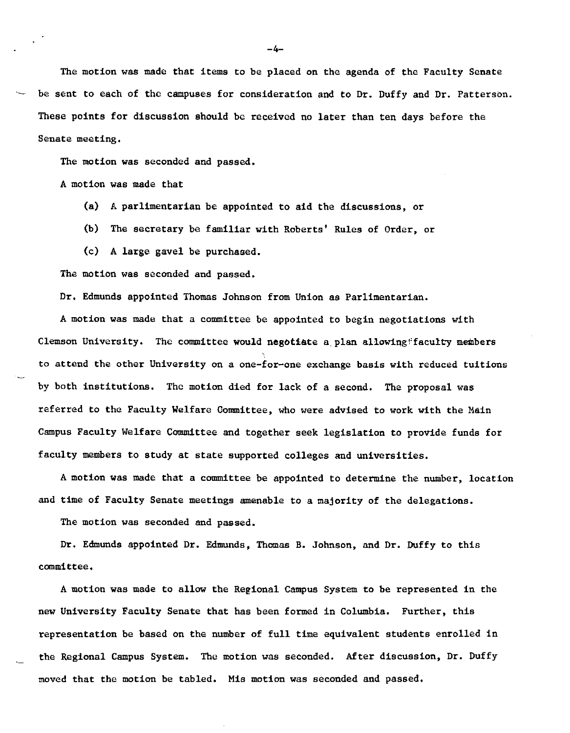The motion was made that items to be placed on the agenda of the Faculty Senate be sent to each of the campuses for consideration and to Dr. Duffy and Dr. Patterson. These points for discussion should be received no later than ten days before the Senate meeting.

The motion was seconded and passed.

A motion was made that

(a) A parlimentarian be appointed to aid the discussions, or

(b) The secretary be familiar with Roberts' Rules of Order, or

(c) A large gavel be purchased.

The motion was seconded and passed.

Dr. Edmunds appointed Thomas Johnson from Union as Parlimentarian.

A motion was made that a committee be appointed to begin negotiations with Clemson University. The committee would negotiate a plan allowing faculty members to attend the other University on a one-for-one exchange basis with reduced tuitions by both institutions. The motion died for lack of a second. The proposal was referred to the Faculty Welfare Committee, who were advised to work with the Main Campus Faculty Welfare Committee and together seek legislation to provide funds for faculty members to study at state supported colleges and universities.

A motion was made that a committee be appointed to determine the number, location and time of Faculty Senate meetings amenable to a majority of the delegations.

The motion was seconded and passed.

Dr. Edmunds appointed Dr. Edmunds, Thomas B. Johnson, and Dr. Duffy to this committee.

A motion was made to allow the Regional Campus System to be represented in the new University Faculty Senate that has been formed in Columbia. Further, this representation be based on the number of full time equivalent students enrolled in the Regional Campus System. The motion was seconded. After discussion, Dr. Duffy moved that the motion be tabled. His motion was seconded and passed.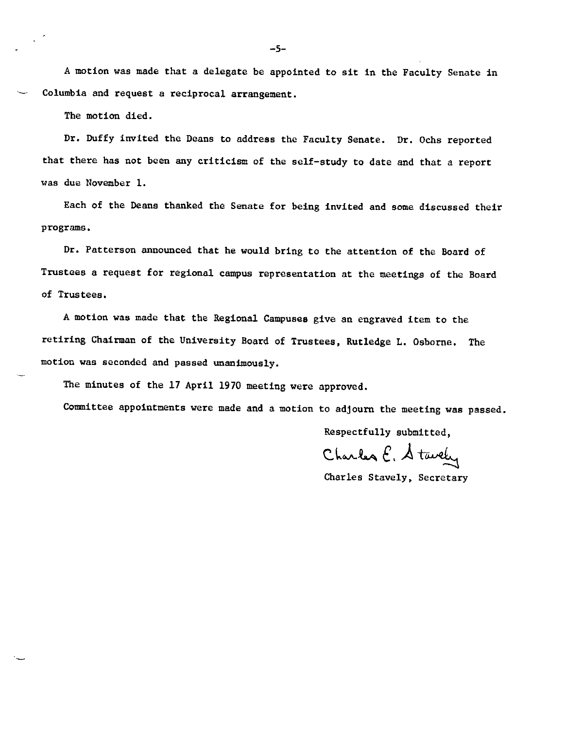A motion was made that a delegate be appointed to sit in the Faculty Senate in Columbia and request a reciprocal arrangement.

The motion died.

Dr. Duffy invited the Deans to address the Faculty Senate. Dr. Ochs reported that there has not been any criticism of the self-study to date and that a report was due November 1.

Each of the Deans thanked the Senate for being invited and some discussed their programs.

Dr. Patterson announced that he would bring to the attention of the Board of Trustees a request for regional campus representation at the meetings of the Board of Trustees.

A motion was made that the Regional Campuses give an engraved item to the retiring Chairman of the University Board of Trustees, Rutledge L. Osborne. The motion was seconded and passed unanimously.

The minutes of the 17 April 1970 meeting were approved.

Committee appointments were made and a motion to adjourn the meeting was passed.

Respectfully submitted,

Charles E. Stavely

Charles Stavely, Secretary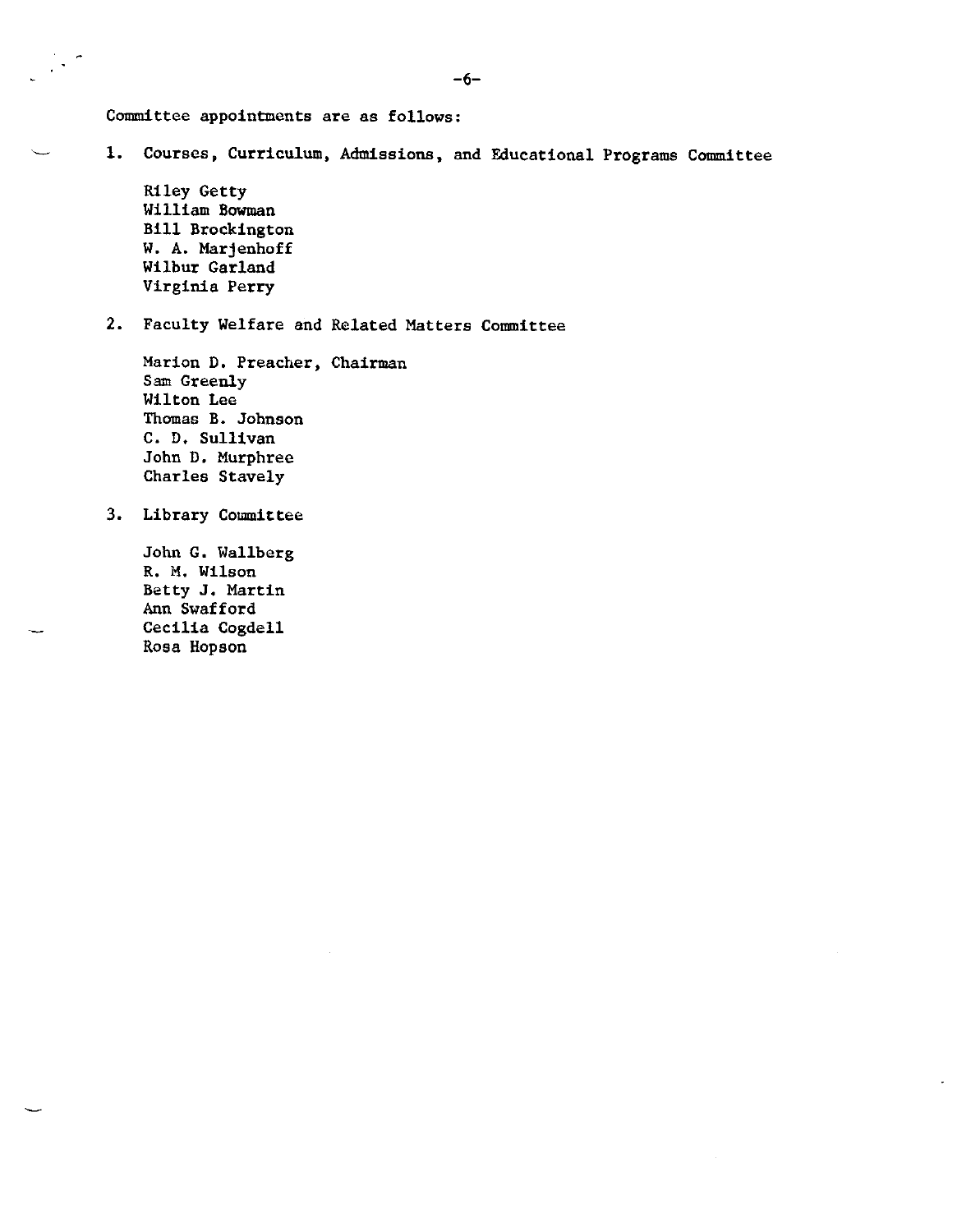Committee appointments are as follows:

1. Courses, Curriculum, Admissions, and Educational Programs Committee

   Riley Getty
   William Bowman
   Bill Brockington
   W. A. Marjenhoff
   Wilbur Garland
   Virginia Perry

2. Faculty Welfare and Related Matters Committee

   Marion D. Preacher, Chairman
   Sam Greenly
   Wilton Lee
   Thomas B. Johnson
   C. D. Sullivan
   John D. Murphree
   Charles Stavely

3. Library Committee

   John G. Wallberg
   R. M. Wilson
   Betty J. Martin
   Ann Swafford
   Cecilia Cogdell
   Rosa Hopson